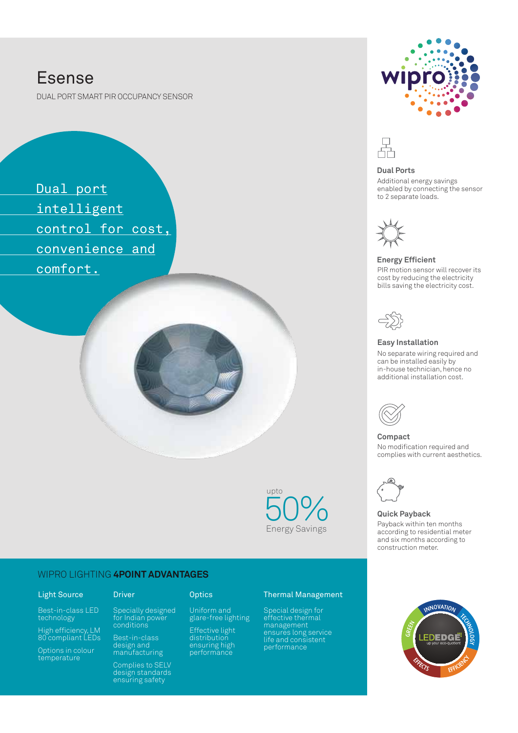# Esense

DUAL PORT SMART PIR OCCUPANCY SENSOR

Dual port intelligent control for cost, convenience and comfort.

upto
50%
Energy Savings

### Dual Ports

Additional energy savings enabled by connecting the sensor to 2 separate loads.

### Energy Efficient

PIR motion sensor will recover its cost by reducing the electricity bills saving the electricity cost.

### Easy Installation

No separate wiring required and can be installed easily by in-house technician, hence no additional installation cost.

### Compact

No modification required and complies with current aesthetics.

### Quick Payback

Payback within ten months according to residential meter and six months according to construction meter.

## WIPRO LIGHTING **4POINT ADVANTAGES**

### Light Source

- Best-in-class LED technology
- High efficiency, LM 80 compliant LEDs
- Options in colour temperature

### Driver

- Specially designed for Indian power conditions
- Best-in-class design and manufacturing
- Complies to SELV design standards ensuring safety

### Optics

- Uniform and glare-free lighting
- Effective light distribution ensuring high performance

### Thermal Management

- Special design for effective thermal management ensures long service life and consistent performance

LEDEDGE up your eco-quotient — INNOVATION, TECHNOLOGY, EFFICIENCY, EFFECTS, GREEN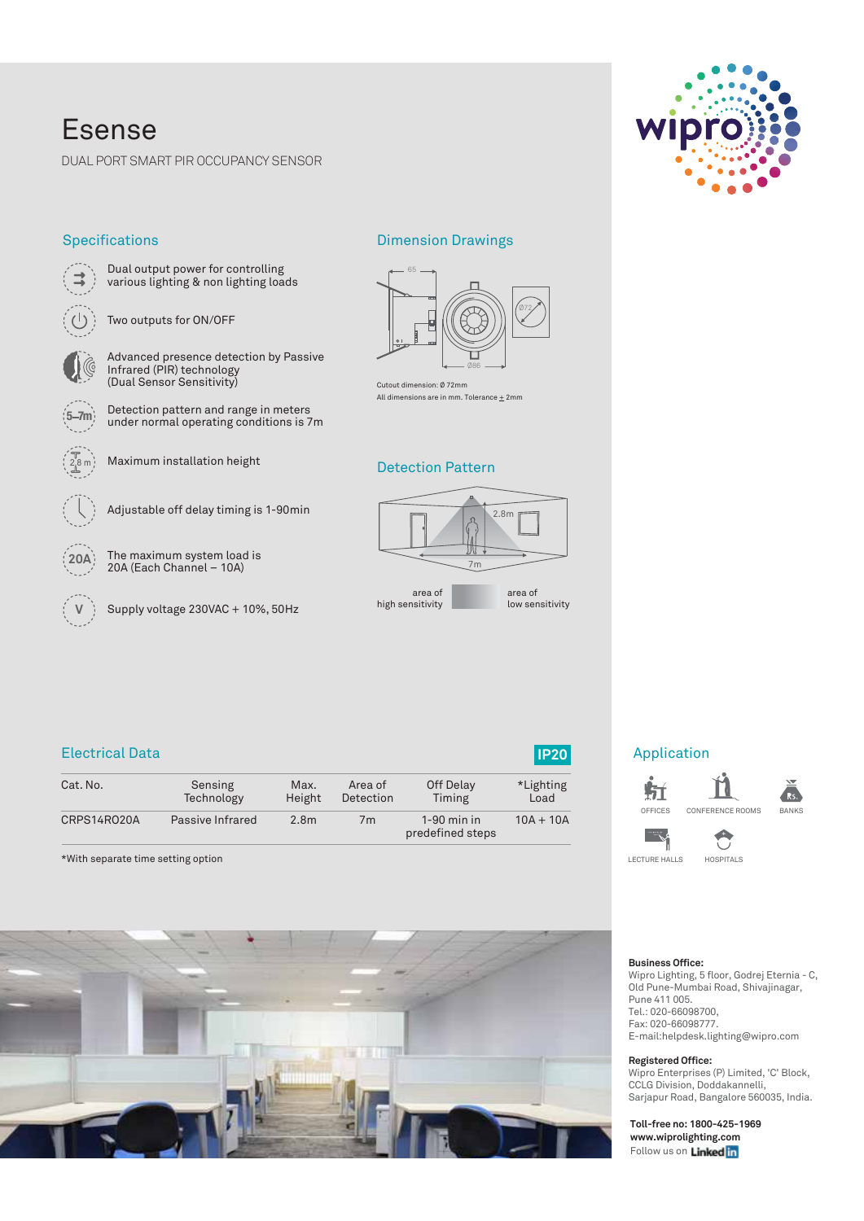# Esense

DUAL PORT SMART PIR OCCUPANCY SENSOR

## Specifications

- Dual output power for controlling various lighting & non lighting loads
- Two outputs for ON/OFF
- Advanced presence detection by Passive Infrared (PIR) technology (Dual Sensor Sensitivity)
- Detection pattern and range in meters under normal operating conditions is 7m
- Maximum installation height
- Adjustable off delay timing is 1-90min
- The maximum system load is 20A (Each Channel – 10A)
- Supply voltage 230VAC + 10%, 50Hz

## Dimension Drawings

65

Ø72

Ø86

Cutout dimension: Ø 72mm

All dimensions are in mm. Tolerance ± 2mm

## Detection Pattern

2.8m

7m

area of high sensitivity

area of low sensitivity

## Electrical Data

IP20

| Cat. No. | Sensing Technology | Max. Height | Area of Detection | Off Delay Timing | *Lighting Load |
|---|---|---|---|---|---|
| CRPS14RO20A | Passive Infrared | 2.8m | 7m | 1-90 min in predefined steps | 10A + 10A |

*With separate time setting option

## Application

OFFICES, CONFERENCE ROOMS, BANKS, LECTURE HALLS, HOSPITALS

**Business Office:**
Wipro Lighting, 5 floor, Godrej Eternia - C,
Old Pune-Mumbai Road, Shivajinagar,
Pune 411 005.
Tel.: 020-66098700,
Fax: 020-66098777.
E-mail:helpdesk.lighting@wipro.com

**Registered Office:**
Wipro Enterprises (P) Limited, 'C' Block,
CCLG Division, Doddakannelli,
Sarjapur Road, Bangalore 560035, India.

**Toll-free no: 1800-425-1969**
**www.wiprolighting.com**
Follow us on LinkedIn